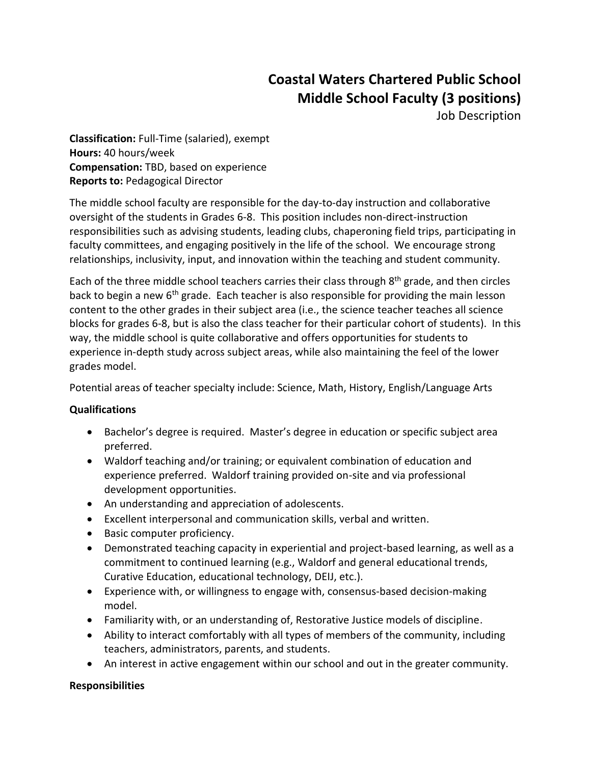# Coastal Waters Chartered Public School
## Middle School Faculty (3 positions)
Job Description

**Classification:** Full-Time (salaried), exempt
**Hours:** 40 hours/week
**Compensation:** TBD, based on experience
**Reports to:** Pedagogical Director

The middle school faculty are responsible for the day-to-day instruction and collaborative oversight of the students in Grades 6-8. This position includes non-direct-instruction responsibilities such as advising students, leading clubs, chaperoning field trips, participating in faculty committees, and engaging positively in the life of the school. We encourage strong relationships, inclusivity, input, and innovation within the teaching and student community.

Each of the three middle school teachers carries their class through 8th grade, and then circles back to begin a new 6th grade. Each teacher is also responsible for providing the main lesson content to the other grades in their subject area (i.e., the science teacher teaches all science blocks for grades 6-8, but is also the class teacher for their particular cohort of students). In this way, the middle school is quite collaborative and offers opportunities for students to experience in-depth study across subject areas, while also maintaining the feel of the lower grades model.

Potential areas of teacher specialty include: Science, Math, History, English/Language Arts

**Qualifications**

- Bachelor's degree is required. Master's degree in education or specific subject area preferred.
- Waldorf teaching and/or training; or equivalent combination of education and experience preferred. Waldorf training provided on-site and via professional development opportunities.
- An understanding and appreciation of adolescents.
- Excellent interpersonal and communication skills, verbal and written.
- Basic computer proficiency.
- Demonstrated teaching capacity in experiential and project-based learning, as well as a commitment to continued learning (e.g., Waldorf and general educational trends, Curative Education, educational technology, DEIJ, etc.).
- Experience with, or willingness to engage with, consensus-based decision-making model.
- Familiarity with, or an understanding of, Restorative Justice models of discipline.
- Ability to interact comfortably with all types of members of the community, including teachers, administrators, parents, and students.
- An interest in active engagement within our school and out in the greater community.

**Responsibilities**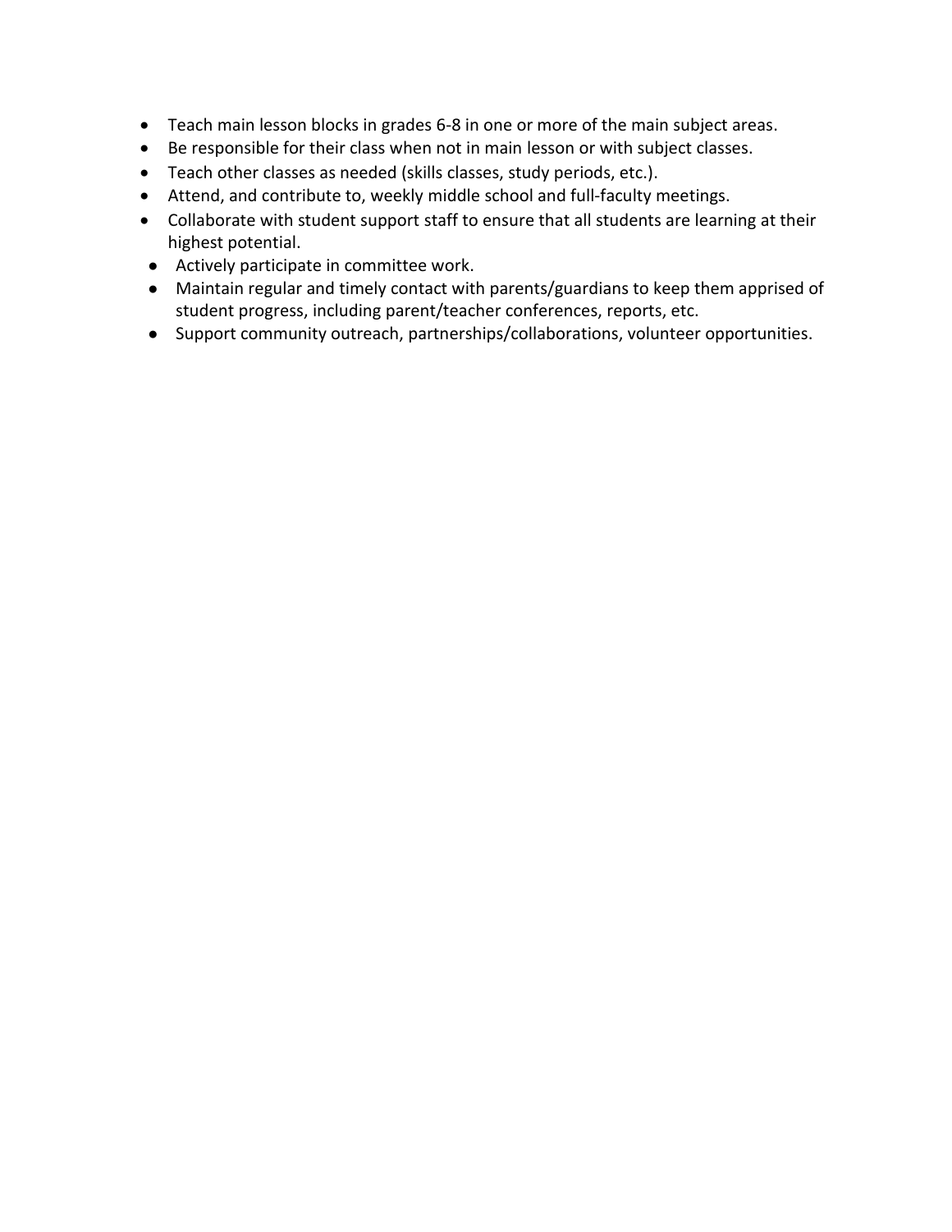- Teach main lesson blocks in grades 6-8 in one or more of the main subject areas.
- Be responsible for their class when not in main lesson or with subject classes.
- Teach other classes as needed (skills classes, study periods, etc.).
- Attend, and contribute to, weekly middle school and full-faculty meetings.
- Collaborate with student support staff to ensure that all students are learning at their highest potential.
- Actively participate in committee work.
- Maintain regular and timely contact with parents/guardians to keep them apprised of student progress, including parent/teacher conferences, reports, etc.
- Support community outreach, partnerships/collaborations, volunteer opportunities.